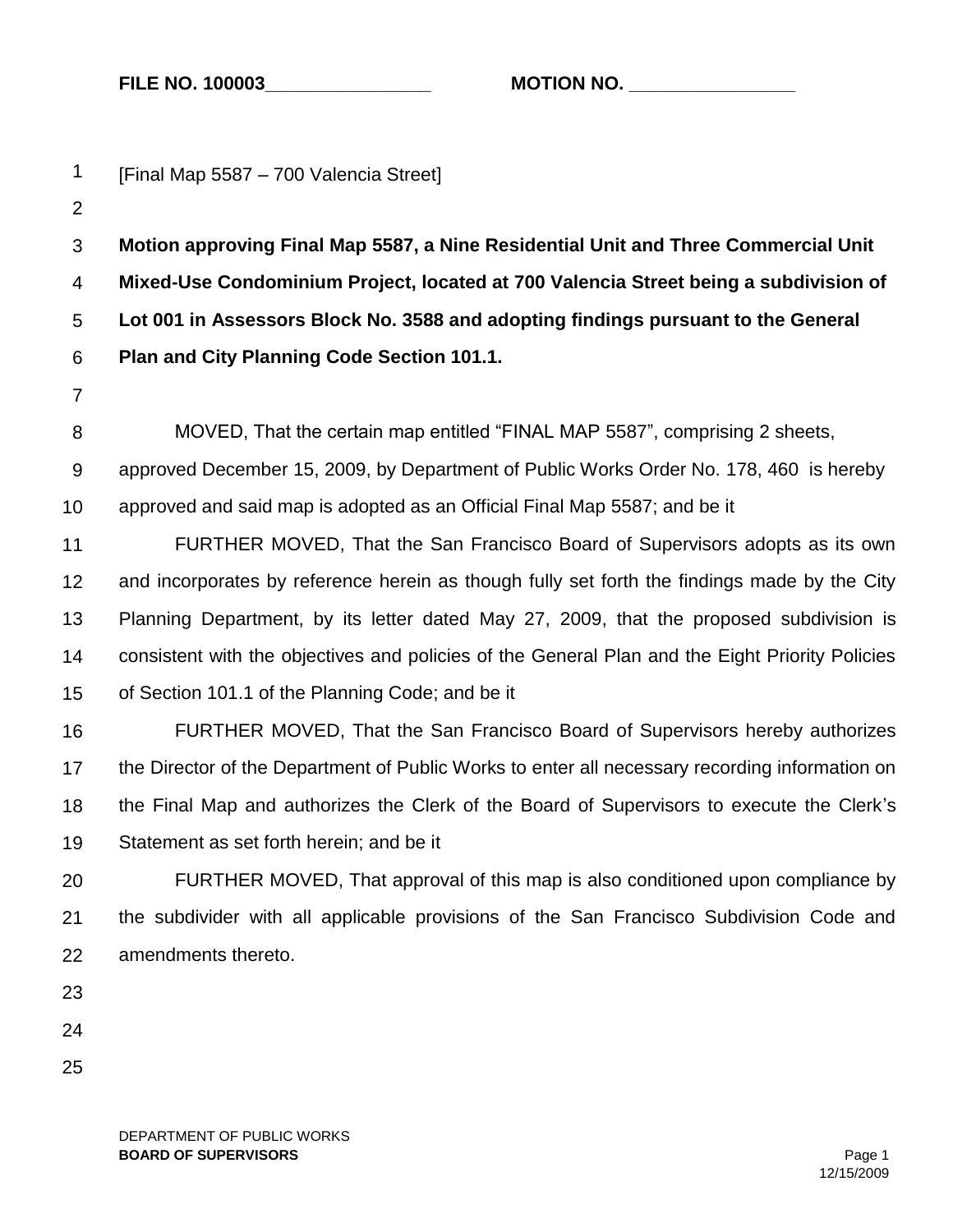**FILE NO. 100003\_\_\_\_\_\_\_\_\_\_\_\_\_\_\_\_ MOTION NO. \_\_\_\_\_\_\_\_\_\_\_\_\_\_\_\_**

[Final Map 5587 – 700 Valencia Street]

**Motion approving Final Map 5587, a Nine Residential Unit and Three Commercial Unit Mixed-Use Condominium Project, located at 700 Valencia Street being a subdivision of Lot 001 in Assessors Block No. 3588 and adopting findings pursuant to the General Plan and City Planning Code Section 101.1.**

MOVED, That the certain map entitled "FINAL MAP 5587", comprising 2 sheets, approved December 15, 2009, by Department of Public Works Order No. 178, 460 is hereby approved and said map is adopted as an Official Final Map 5587; and be it

FURTHER MOVED, That the San Francisco Board of Supervisors adopts as its own and incorporates by reference herein as though fully set forth the findings made by the City Planning Department, by its letter dated May 27, 2009, that the proposed subdivision is consistent with the objectives and policies of the General Plan and the Eight Priority Policies of Section 101.1 of the Planning Code; and be it

FURTHER MOVED, That the San Francisco Board of Supervisors hereby authorizes the Director of the Department of Public Works to enter all necessary recording information on the Final Map and authorizes the Clerk of the Board of Supervisors to execute the Clerk's Statement as set forth herein; and be it

FURTHER MOVED, That approval of this map is also conditioned upon compliance by the subdivider with all applicable provisions of the San Francisco Subdivision Code and amendments thereto.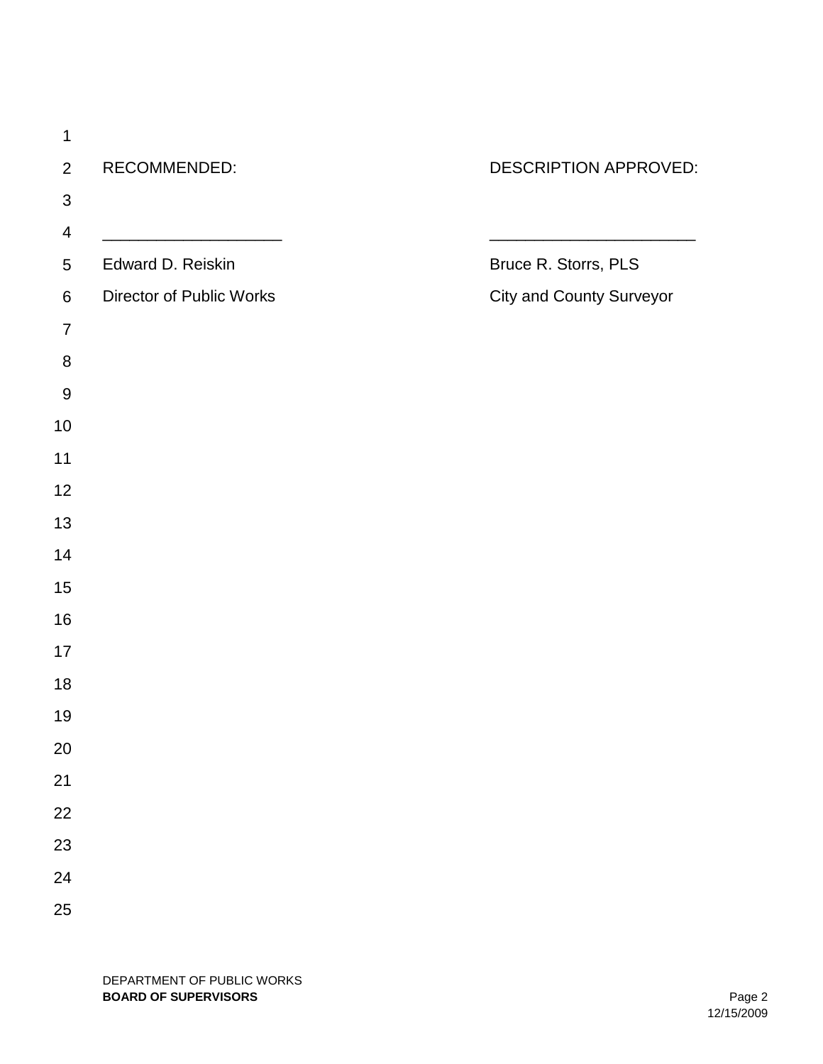| RECOMMENDED: | DESCRIPTION APPROVED: |
| --- | --- |
| ___________________ | ______________________ |
| Edward D. Reiskin | Bruce R. Storrs, PLS |
| Director of Public Works | City and County Surveyor |

DEPARTMENT OF PUBLIC WORKS
**BOARD OF SUPERVISORS**

12/15/2009